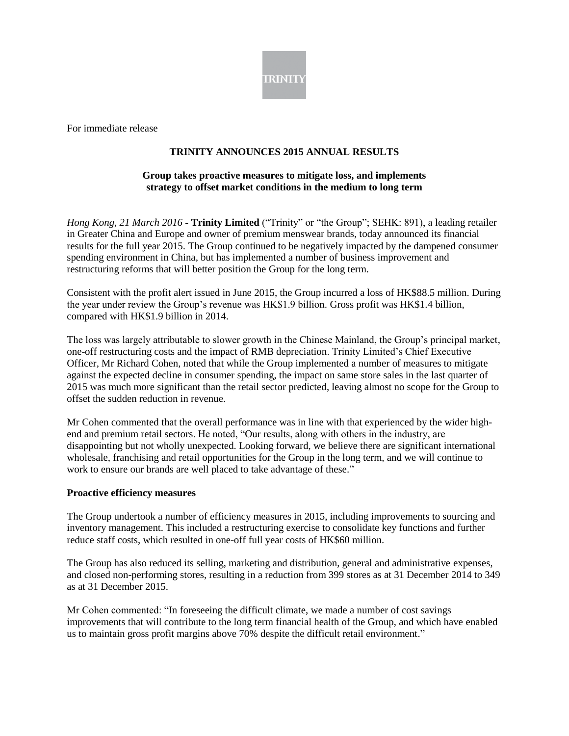For immediate release

# TRINITY ANNOUNCES 2015 ANNUAL RESULTS

## Group takes proactive measures to mitigate loss, and implements strategy to offset market conditions in the medium to long term

*Hong Kong, 21 March 2016* - **Trinity Limited** ("Trinity" or "the Group"; SEHK: 891), a leading retailer in Greater China and Europe and owner of premium menswear brands, today announced its financial results for the full year 2015. The Group continued to be negatively impacted by the dampened consumer spending environment in China, but has implemented a number of business improvement and restructuring reforms that will better position the Group for the long term.

Consistent with the profit alert issued in June 2015, the Group incurred a loss of HK$88.5 million. During the year under review the Group's revenue was HK$1.9 billion. Gross profit was HK$1.4 billion, compared with HK$1.9 billion in 2014.

The loss was largely attributable to slower growth in the Chinese Mainland, the Group's principal market, one-off restructuring costs and the impact of RMB depreciation. Trinity Limited's Chief Executive Officer, Mr Richard Cohen, noted that while the Group implemented a number of measures to mitigate against the expected decline in consumer spending, the impact on same store sales in the last quarter of 2015 was much more significant than the retail sector predicted, leaving almost no scope for the Group to offset the sudden reduction in revenue.

Mr Cohen commented that the overall performance was in line with that experienced by the wider high-end and premium retail sectors. He noted, "Our results, along with others in the industry, are disappointing but not wholly unexpected. Looking forward, we believe there are significant international wholesale, franchising and retail opportunities for the Group in the long term, and we will continue to work to ensure our brands are well placed to take advantage of these."

**Proactive efficiency measures**

The Group undertook a number of efficiency measures in 2015, including improvements to sourcing and inventory management. This included a restructuring exercise to consolidate key functions and further reduce staff costs, which resulted in one-off full year costs of HK$60 million.

The Group has also reduced its selling, marketing and distribution, general and administrative expenses, and closed non-performing stores, resulting in a reduction from 399 stores as at 31 December 2014 to 349 as at 31 December 2015.

Mr Cohen commented: "In foreseeing the difficult climate, we made a number of cost savings improvements that will contribute to the long term financial health of the Group, and which have enabled us to maintain gross profit margins above 70% despite the difficult retail environment."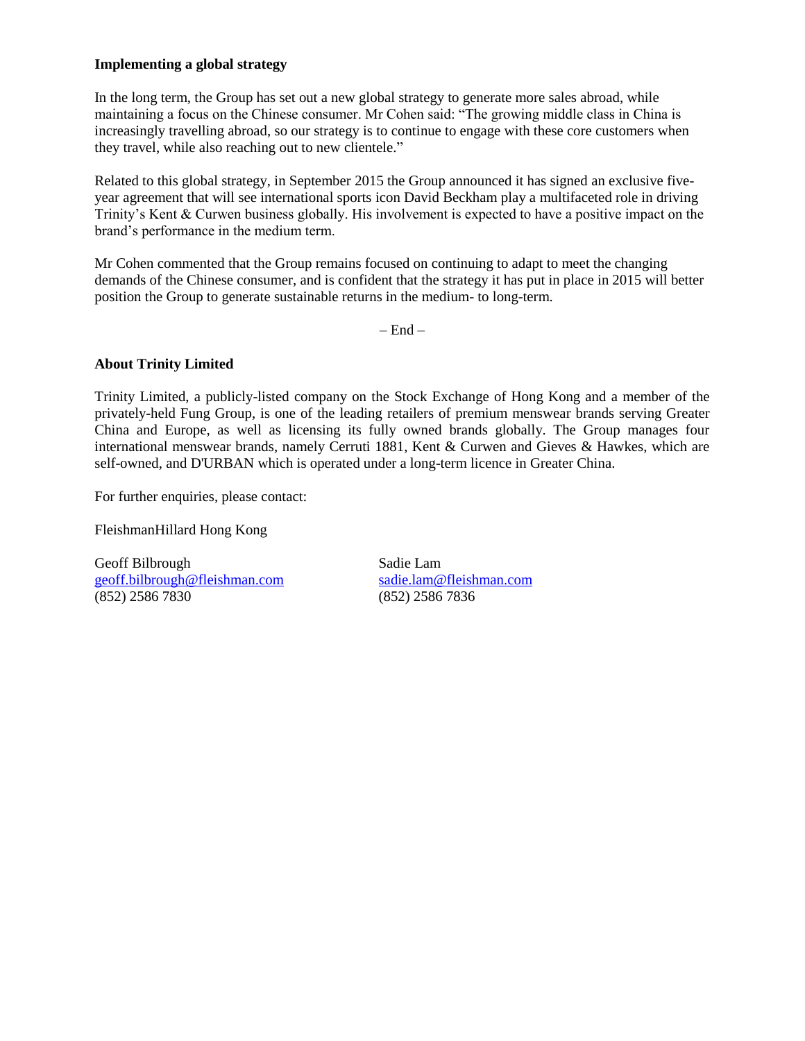**Implementing a global strategy**

In the long term, the Group has set out a new global strategy to generate more sales abroad, while maintaining a focus on the Chinese consumer. Mr Cohen said: "The growing middle class in China is increasingly travelling abroad, so our strategy is to continue to engage with these core customers when they travel, while also reaching out to new clientele."

Related to this global strategy, in September 2015 the Group announced it has signed an exclusive five-year agreement that will see international sports icon David Beckham play a multifaceted role in driving Trinity's Kent & Curwen business globally. His involvement is expected to have a positive impact on the brand's performance in the medium term.

Mr Cohen commented that the Group remains focused on continuing to adapt to meet the changing demands of the Chinese consumer, and is confident that the strategy it has put in place in 2015 will better position the Group to generate sustainable returns in the medium- to long-term.

– End –

**About Trinity Limited**

Trinity Limited, a publicly-listed company on the Stock Exchange of Hong Kong and a member of the privately-held Fung Group, is one of the leading retailers of premium menswear brands serving Greater China and Europe, as well as licensing its fully owned brands globally. The Group manages four international menswear brands, namely Cerruti 1881, Kent & Curwen and Gieves & Hawkes, which are self-owned, and D'URBAN which is operated under a long-term licence in Greater China.

For further enquiries, please contact:

FleishmanHillard Hong Kong

Geoff Bilbrough
geoff.bilbrough@fleishman.com
(852) 2586 7830

Sadie Lam
sadie.lam@fleishman.com
(852) 2586 7836